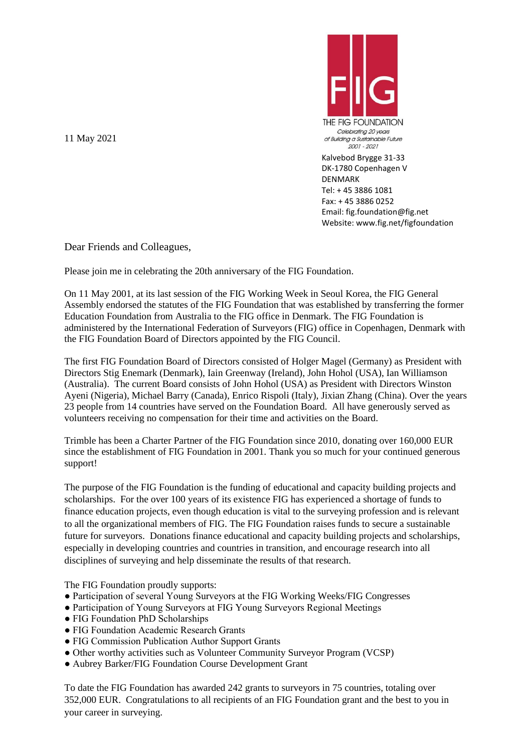11 May 2021

THE FIG FOUNDATION
*Celebrating 20 years of Building a Sustainable Future*
*2001 - 2021*

Kalvebod Brygge 31-33
DK-1780 Copenhagen V
DENMARK
Tel: + 45 3886 1081
Fax: + 45 3886 0252
Email: fig.foundation@fig.net
Website: www.fig.net/figfoundation

Dear Friends and Colleagues,

Please join me in celebrating the 20th anniversary of the FIG Foundation.

On 11 May 2001, at its last session of the FIG Working Week in Seoul Korea, the FIG General Assembly endorsed the statutes of the FIG Foundation that was established by transferring the former Education Foundation from Australia to the FIG office in Denmark. The FIG Foundation is administered by the International Federation of Surveyors (FIG) office in Copenhagen, Denmark with the FIG Foundation Board of Directors appointed by the FIG Council.

The first FIG Foundation Board of Directors consisted of Holger Magel (Germany) as President with Directors Stig Enemark (Denmark), Iain Greenway (Ireland), John Hohol (USA), Ian Williamson (Australia). The current Board consists of John Hohol (USA) as President with Directors Winston Ayeni (Nigeria), Michael Barry (Canada), Enrico Rispoli (Italy), Jixian Zhang (China). Over the years 23 people from 14 countries have served on the Foundation Board. All have generously served as volunteers receiving no compensation for their time and activities on the Board.

Trimble has been a Charter Partner of the FIG Foundation since 2010, donating over 160,000 EUR since the establishment of FIG Foundation in 2001. Thank you so much for your continued generous support!

The purpose of the FIG Foundation is the funding of educational and capacity building projects and scholarships. For the over 100 years of its existence FIG has experienced a shortage of funds to finance education projects, even though education is vital to the surveying profession and is relevant to all the organizational members of FIG. The FIG Foundation raises funds to secure a sustainable future for surveyors. Donations finance educational and capacity building projects and scholarships, especially in developing countries and countries in transition, and encourage research into all disciplines of surveying and help disseminate the results of that research.

The FIG Foundation proudly supports:

- Participation of several Young Surveyors at the FIG Working Weeks/FIG Congresses
- Participation of Young Surveyors at FIG Young Surveyors Regional Meetings
- FIG Foundation PhD Scholarships
- FIG Foundation Academic Research Grants
- FIG Commission Publication Author Support Grants
- Other worthy activities such as Volunteer Community Surveyor Program (VCSP)
- Aubrey Barker/FIG Foundation Course Development Grant

To date the FIG Foundation has awarded 242 grants to surveyors in 75 countries, totaling over 352,000 EUR. Congratulations to all recipients of an FIG Foundation grant and the best to you in your career in surveying.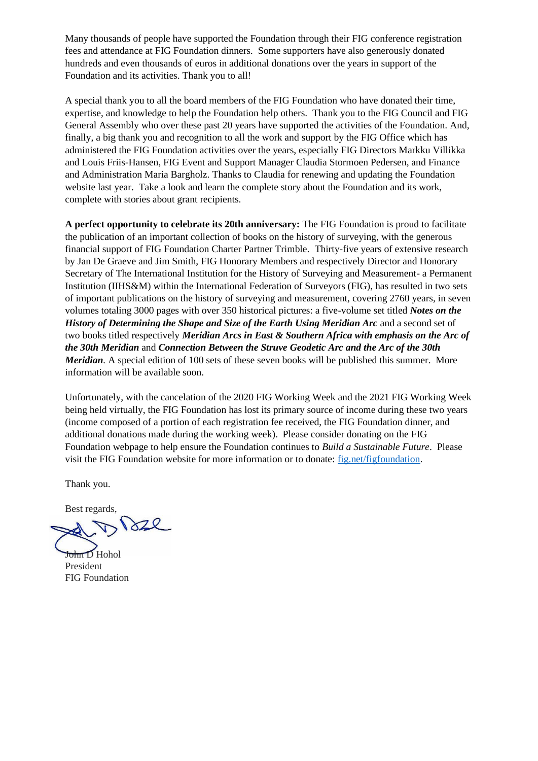Many thousands of people have supported the Foundation through their FIG conference registration fees and attendance at FIG Foundation dinners. Some supporters have also generously donated hundreds and even thousands of euros in additional donations over the years in support of the Foundation and its activities. Thank you to all!

A special thank you to all the board members of the FIG Foundation who have donated their time, expertise, and knowledge to help the Foundation help others. Thank you to the FIG Council and FIG General Assembly who over these past 20 years have supported the activities of the Foundation. And, finally, a big thank you and recognition to all the work and support by the FIG Office which has administered the FIG Foundation activities over the years, especially FIG Directors Markku Villikka and Louis Friis-Hansen, FIG Event and Support Manager Claudia Stormoen Pedersen, and Finance and Administration Maria Bargholz. Thanks to Claudia for renewing and updating the Foundation website last year. Take a look and learn the complete story about the Foundation and its work, complete with stories about grant recipients.

**A perfect opportunity to celebrate its 20th anniversary:** The FIG Foundation is proud to facilitate the publication of an important collection of books on the history of surveying, with the generous financial support of FIG Foundation Charter Partner Trimble. Thirty-five years of extensive research by Jan De Graeve and Jim Smith, FIG Honorary Members and respectively Director and Honorary Secretary of The International Institution for the History of Surveying and Measurement- a Permanent Institution (IIHS&M) within the International Federation of Surveyors (FIG), has resulted in two sets of important publications on the history of surveying and measurement, covering 2760 years, in seven volumes totaling 3000 pages with over 350 historical pictures: a five-volume set titled ***Notes on the History of Determining the Shape and Size of the Earth Using Meridian Arc*** and a second set of two books titled respectively ***Meridian Arcs in East & Southern Africa with emphasis on the Arc of the 30th Meridian*** and ***Connection Between the Struve Geodetic Arc and the Arc of the 30th Meridian***. A special edition of 100 sets of these seven books will be published this summer. More information will be available soon.

Unfortunately, with the cancelation of the 2020 FIG Working Week and the 2021 FIG Working Week being held virtually, the FIG Foundation has lost its primary source of income during these two years (income composed of a portion of each registration fee received, the FIG Foundation dinner, and additional donations made during the working week). Please consider donating on the FIG Foundation webpage to help ensure the Foundation continues to *Build a Sustainable Future*. Please visit the FIG Foundation website for more information or to donate: [fig.net/figfoundation](fig.net/figfoundation).

Thank you.

Best regards,

John D Hohol
President
FIG Foundation